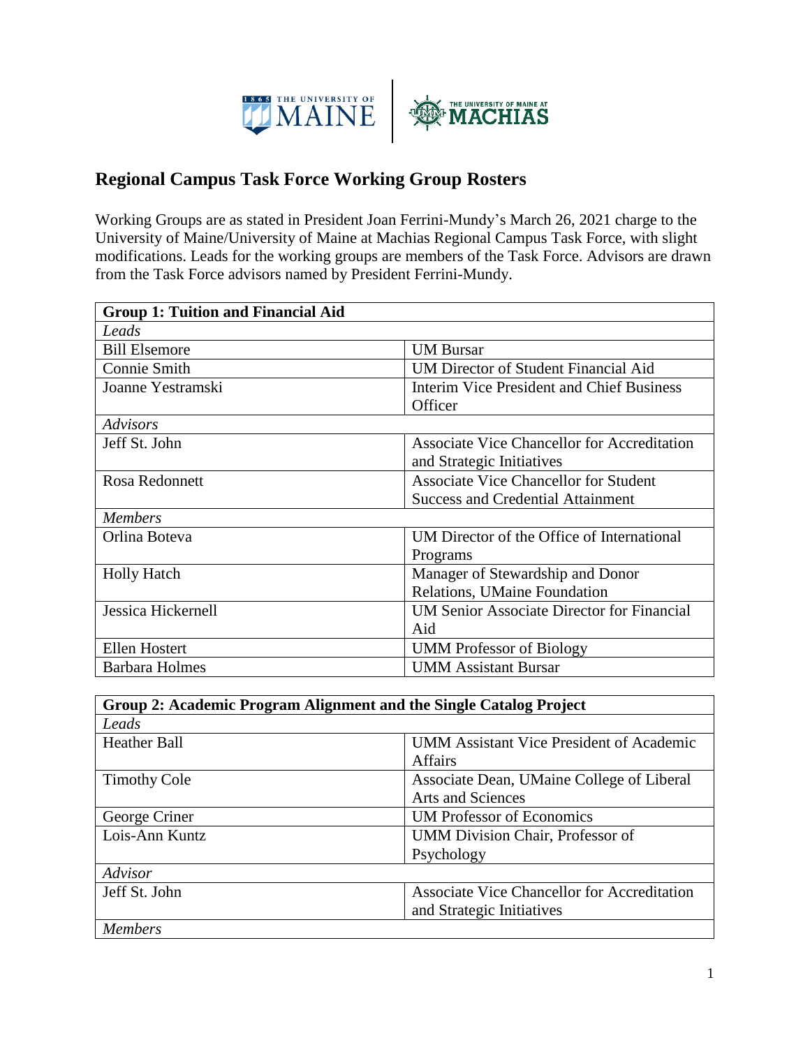## Regional Campus Task Force Working Group Rosters

Working Groups are as stated in President Joan Ferrini-Mundy's March 26, 2021 charge to the University of Maine/University of Maine at Machias Regional Campus Task Force, with slight modifications. Leads for the working groups are members of the Task Force. Advisors are drawn from the Task Force advisors named by President Ferrini-Mundy.

| **Group 1: Tuition and Financial Aid** | |
|---|---|
| *Leads* | |
| Bill Elsemore | UM Bursar |
| Connie Smith | UM Director of Student Financial Aid |
| Joanne Yestramski | Interim Vice President and Chief Business Officer |
| *Advisors* | |
| Jeff St. John | Associate Vice Chancellor for Accreditation and Strategic Initiatives |
| Rosa Redonnett | Associate Vice Chancellor for Student Success and Credential Attainment |
| *Members* | |
| Orlina Boteva | UM Director of the Office of International Programs |
| Holly Hatch | Manager of Stewardship and Donor Relations, UMaine Foundation |
| Jessica Hickernell | UM Senior Associate Director for Financial Aid |
| Ellen Hostert | UMM Professor of Biology |
| Barbara Holmes | UMM Assistant Bursar |

| **Group 2: Academic Program Alignment and the Single Catalog Project** | |
|---|---|
| *Leads* | |
| Heather Ball | UMM Assistant Vice President of Academic Affairs |
| Timothy Cole | Associate Dean, UMaine College of Liberal Arts and Sciences |
| George Criner | UM Professor of Economics |
| Lois-Ann Kuntz | UMM Division Chair, Professor of Psychology |
| *Advisor* | |
| Jeff St. John | Associate Vice Chancellor for Accreditation and Strategic Initiatives |
| *Members* | |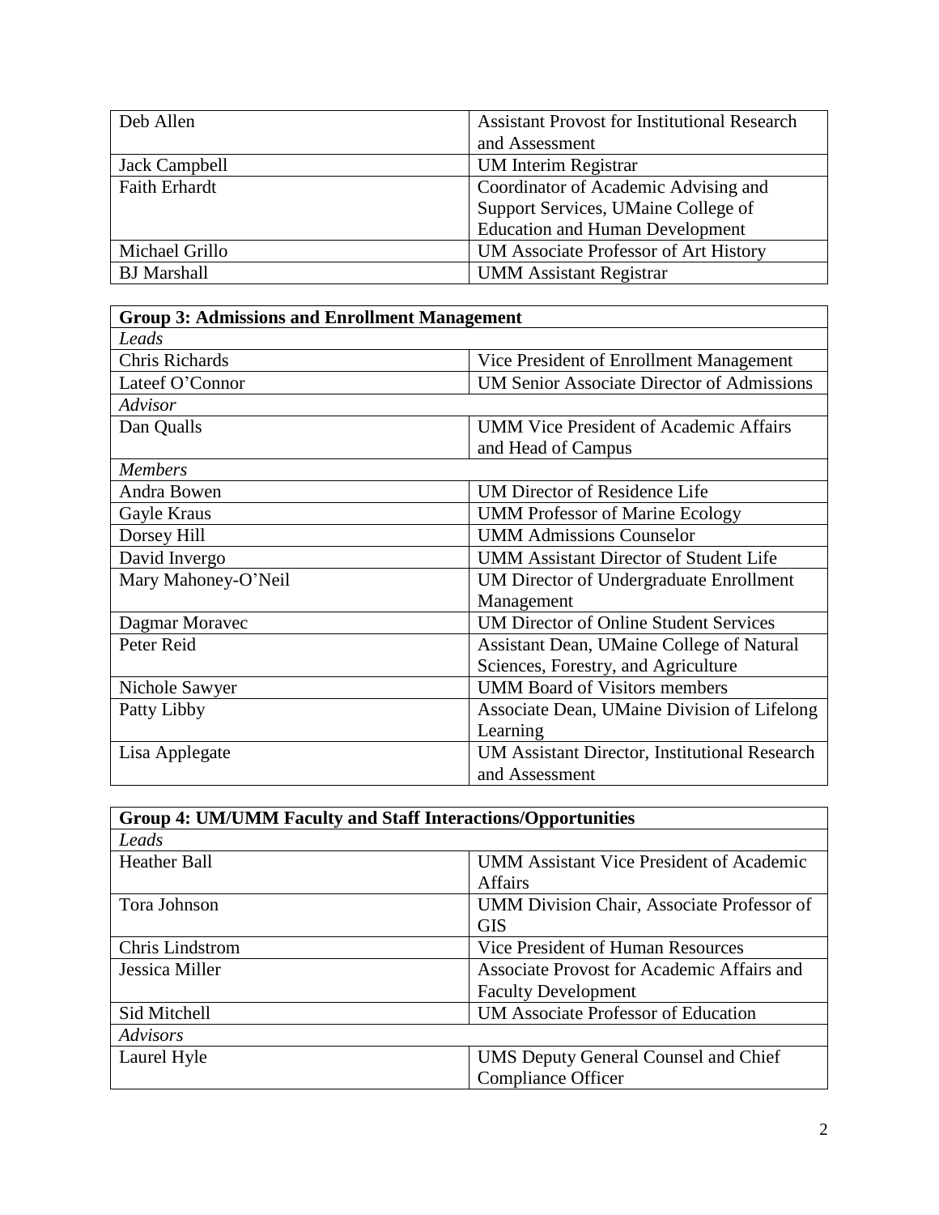| | |
|---|---|
| Deb Allen | Assistant Provost for Institutional Research and Assessment |
| Jack Campbell | UM Interim Registrar |
| Faith Erhardt | Coordinator of Academic Advising and Support Services, UMaine College of Education and Human Development |
| Michael Grillo | UM Associate Professor of Art History |
| BJ Marshall | UMM Assistant Registrar |

| **Group 3: Admissions and Enrollment Management** | |
|---|---|
| *Leads* | |
| Chris Richards | Vice President of Enrollment Management |
| Lateef O'Connor | UM Senior Associate Director of Admissions |
| *Advisor* | |
| Dan Qualls | UMM Vice President of Academic Affairs and Head of Campus |
| *Members* | |
| Andra Bowen | UM Director of Residence Life |
| Gayle Kraus | UMM Professor of Marine Ecology |
| Dorsey Hill | UMM Admissions Counselor |
| David Invergo | UMM Assistant Director of Student Life |
| Mary Mahoney-O'Neil | UM Director of Undergraduate Enrollment Management |
| Dagmar Moravec | UM Director of Online Student Services |
| Peter Reid | Assistant Dean, UMaine College of Natural Sciences, Forestry, and Agriculture |
| Nichole Sawyer | UMM Board of Visitors members |
| Patty Libby | Associate Dean, UMaine Division of Lifelong Learning |
| Lisa Applegate | UM Assistant Director, Institutional Research and Assessment |

| **Group 4: UM/UMM Faculty and Staff Interactions/Opportunities** | |
|---|---|
| *Leads* | |
| Heather Ball | UMM Assistant Vice President of Academic Affairs |
| Tora Johnson | UMM Division Chair, Associate Professor of GIS |
| Chris Lindstrom | Vice President of Human Resources |
| Jessica Miller | Associate Provost for Academic Affairs and Faculty Development |
| Sid Mitchell | UM Associate Professor of Education |
| *Advisors* | |
| Laurel Hyle | UMS Deputy General Counsel and Chief Compliance Officer |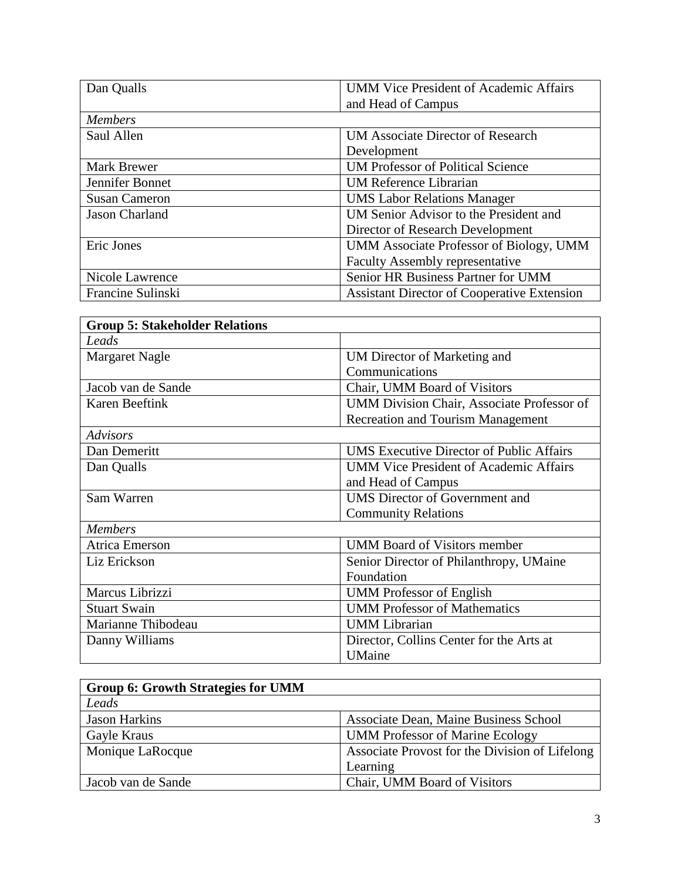| | |
|---|---|
| Dan Qualls | UMM Vice President of Academic Affairs and Head of Campus |
| *Members* | |
| Saul Allen | UM Associate Director of Research Development |
| Mark Brewer | UM Professor of Political Science |
| Jennifer Bonnet | UM Reference Librarian |
| Susan Cameron | UMS Labor Relations Manager |
| Jason Charland | UM Senior Advisor to the President and Director of Research Development |
| Eric Jones | UMM Associate Professor of Biology, UMM Faculty Assembly representative |
| Nicole Lawrence | Senior HR Business Partner for UMM |
| Francine Sulinski | Assistant Director of Cooperative Extension |

| **Group 5: Stakeholder Relations** | |
|---|---|
| *Leads* | |
| Margaret Nagle | UM Director of Marketing and Communications |
| Jacob van de Sande | Chair, UMM Board of Visitors |
| Karen Beeftink | UMM Division Chair, Associate Professor of Recreation and Tourism Management |
| *Advisors* | |
| Dan Demeritt | UMS Executive Director of Public Affairs |
| Dan Qualls | UMM Vice President of Academic Affairs and Head of Campus |
| Sam Warren | UMS Director of Government and Community Relations |
| *Members* | |
| Atrica Emerson | UMM Board of Visitors member |
| Liz Erickson | Senior Director of Philanthropy, UMaine Foundation |
| Marcus Librizzi | UMM Professor of English |
| Stuart Swain | UMM Professor of Mathematics |
| Marianne Thibodeau | UMM Librarian |
| Danny Williams | Director, Collins Center for the Arts at UMaine |

| **Group 6: Growth Strategies for UMM** | |
|---|---|
| *Leads* | |
| Jason Harkins | Associate Dean, Maine Business School |
| Gayle Kraus | UMM Professor of Marine Ecology |
| Monique LaRocque | Associate Provost for the Division of Lifelong Learning |
| Jacob van de Sande | Chair, UMM Board of Visitors |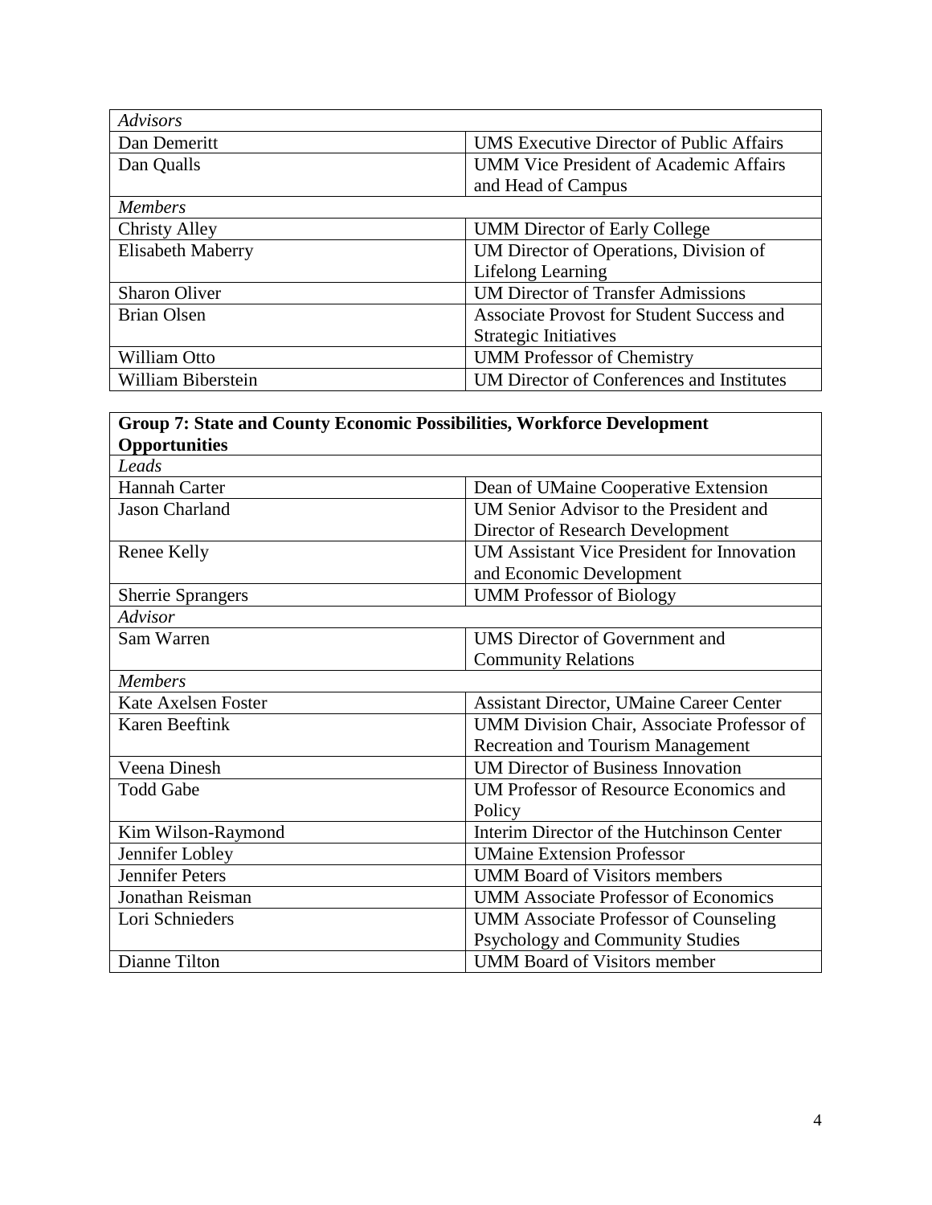| | |
|---|---|
| *Advisors* | |
| Dan Demeritt | UMS Executive Director of Public Affairs |
| Dan Qualls | UMM Vice President of Academic Affairs and Head of Campus |
| *Members* | |
| Christy Alley | UMM Director of Early College |
| Elisabeth Maberry | UM Director of Operations, Division of Lifelong Learning |
| Sharon Oliver | UM Director of Transfer Admissions |
| Brian Olsen | Associate Provost for Student Success and Strategic Initiatives |
| William Otto | UMM Professor of Chemistry |
| William Biberstein | UM Director of Conferences and Institutes |

| **Group 7: State and County Economic Possibilities, Workforce Development Opportunities** | |
|---|---|
| *Leads* | |
| Hannah Carter | Dean of UMaine Cooperative Extension |
| Jason Charland | UM Senior Advisor to the President and Director of Research Development |
| Renee Kelly | UM Assistant Vice President for Innovation and Economic Development |
| Sherrie Sprangers | UMM Professor of Biology |
| *Advisor* | |
| Sam Warren | UMS Director of Government and Community Relations |
| *Members* | |
| Kate Axelsen Foster | Assistant Director, UMaine Career Center |
| Karen Beeftink | UMM Division Chair, Associate Professor of Recreation and Tourism Management |
| Veena Dinesh | UM Director of Business Innovation |
| Todd Gabe | UM Professor of Resource Economics and Policy |
| Kim Wilson-Raymond | Interim Director of the Hutchinson Center |
| Jennifer Lobley | UMaine Extension Professor |
| Jennifer Peters | UMM Board of Visitors members |
| Jonathan Reisman | UMM Associate Professor of Economics |
| Lori Schnieders | UMM Associate Professor of Counseling Psychology and Community Studies |
| Dianne Tilton | UMM Board of Visitors member |